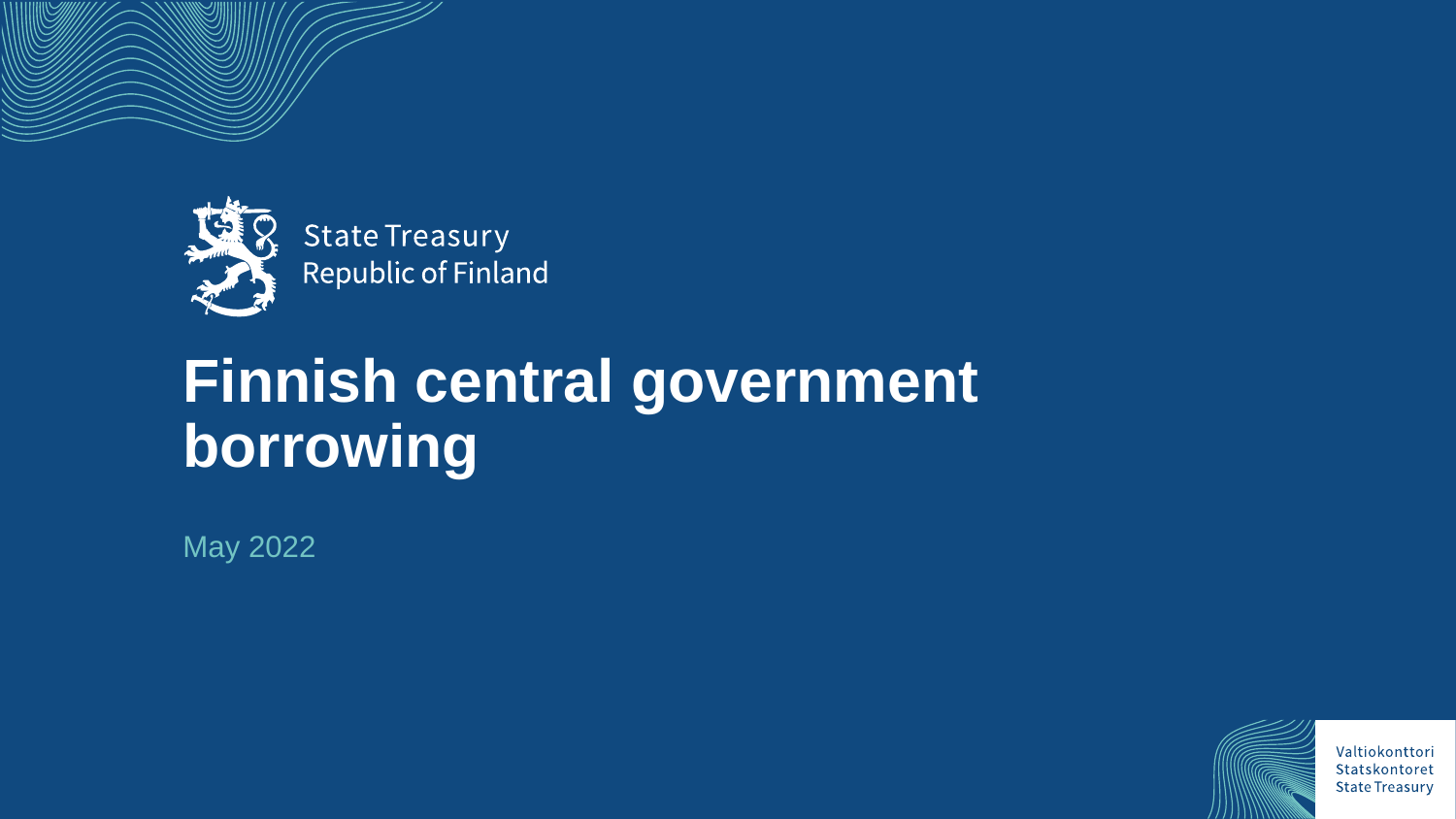State Treasury
Republic of Finland

# Finnish central government borrowing

May 2022

Valtiokonttori
Statskontoret
State Treasury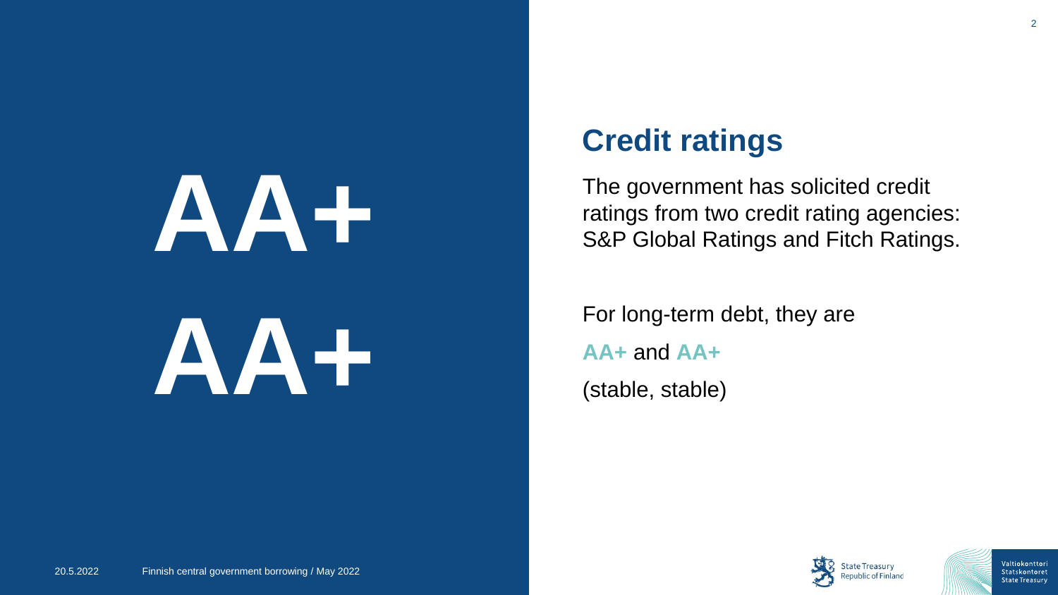AA+

AA+

## Credit ratings

The government has solicited credit ratings from two credit rating agencies: S&P Global Ratings and Fitch Ratings.

For long-term debt, they are

**AA+** and **AA+**

(stable, stable)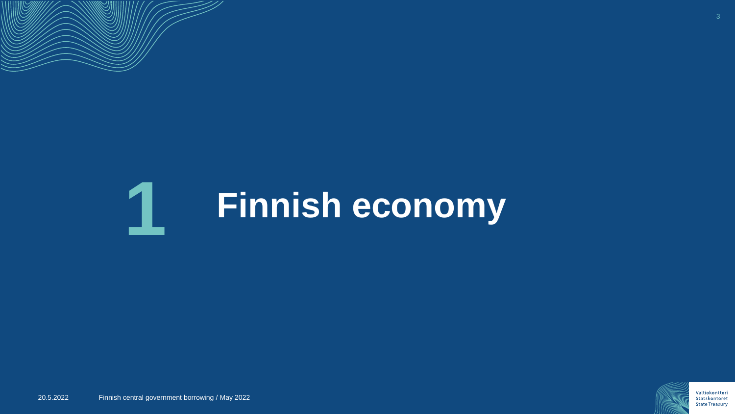# 1 Finnish economy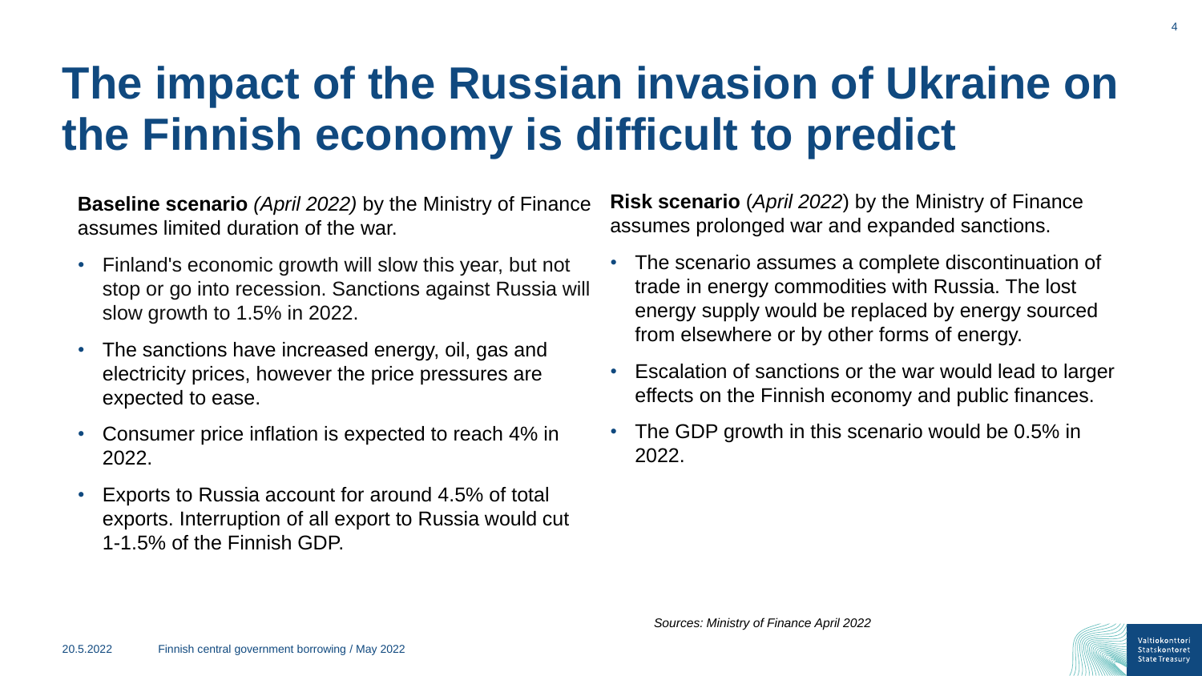# The impact of the Russian invasion of Ukraine on the Finnish economy is difficult to predict

**Baseline scenario** *(April 2022)* by the Ministry of Finance assumes limited duration of the war.

- Finland's economic growth will slow this year, but not stop or go into recession. Sanctions against Russia will slow growth to 1.5% in 2022.
- The sanctions have increased energy, oil, gas and electricity prices, however the price pressures are expected to ease.
- Consumer price inflation is expected to reach 4% in 2022.
- Exports to Russia account for around 4.5% of total exports. Interruption of all export to Russia would cut 1-1.5% of the Finnish GDP.

**Risk scenario** (*April 2022*) by the Ministry of Finance assumes prolonged war and expanded sanctions.

- The scenario assumes a complete discontinuation of trade in energy commodities with Russia. The lost energy supply would be replaced by energy sourced from elsewhere or by other forms of energy.
- Escalation of sanctions or the war would lead to larger effects on the Finnish economy and public finances.
- The GDP growth in this scenario would be 0.5% in 2022.

*Sources: Ministry of Finance April 2022*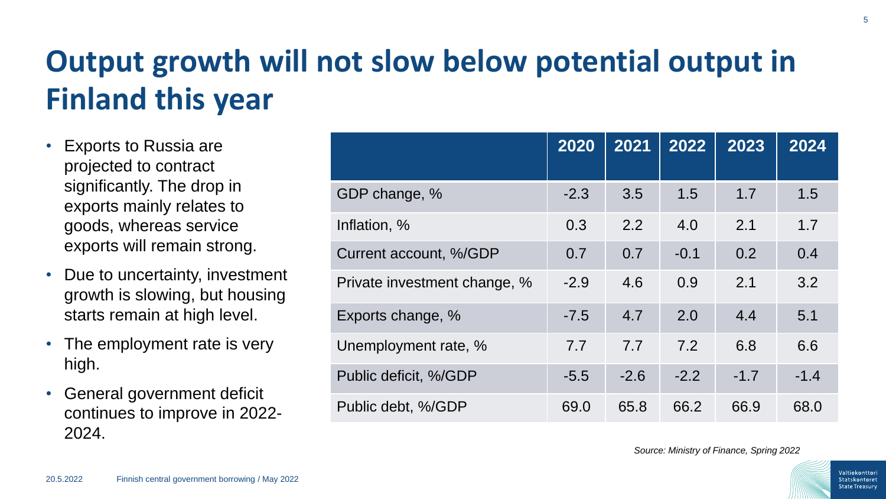# Output growth will not slow below potential output in Finland this year

- Exports to Russia are projected to contract significantly. The drop in exports mainly relates to goods, whereas service exports will remain strong.
- Due to uncertainty, investment growth is slowing, but housing starts remain at high level.
- The employment rate is very high.
- General government deficit continues to improve in 2022-2024.

| | 2020 | 2021 | 2022 | 2023 | 2024 |
|---|---|---|---|---|---|
| GDP change, % | -2.3 | 3.5 | 1.5 | 1.7 | 1.5 |
| Inflation, % | 0.3 | 2.2 | 4.0 | 2.1 | 1.7 |
| Current account, %/GDP | 0.7 | 0.7 | -0.1 | 0.2 | 0.4 |
| Private investment change, % | -2.9 | 4.6 | 0.9 | 2.1 | 3.2 |
| Exports change, % | -7.5 | 4.7 | 2.0 | 4.4 | 5.1 |
| Unemployment rate, % | 7.7 | 7.7 | 7.2 | 6.8 | 6.6 |
| Public deficit, %/GDP | -5.5 | -2.6 | -2.2 | -1.7 | -1.4 |
| Public debt, %/GDP | 69.0 | 65.8 | 66.2 | 66.9 | 68.0 |

*Source: Ministry of Finance, Spring 2022*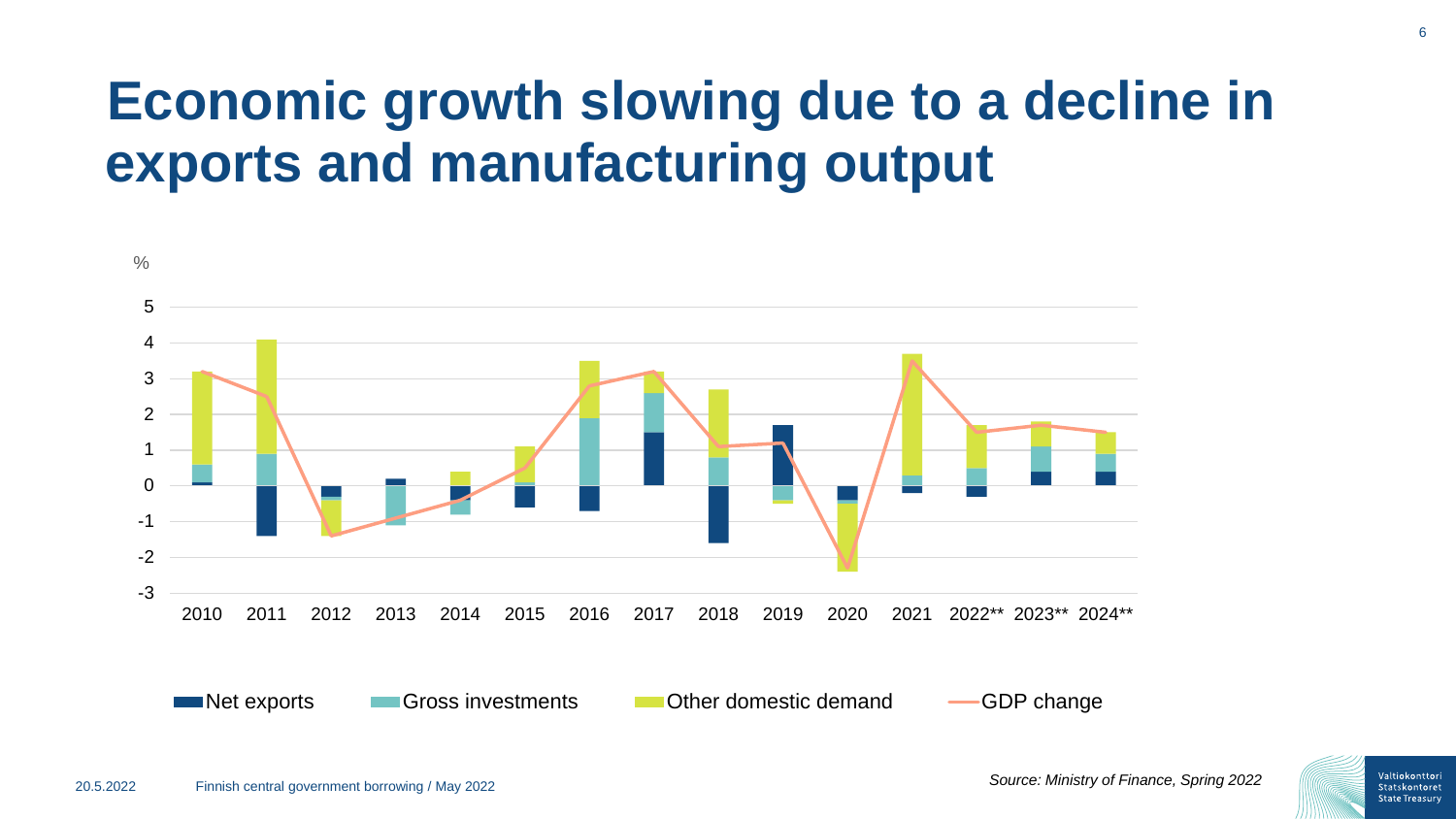# Economic growth slowing due to a decline in exports and manufacturing output

%

5
4
3
2
1
0
-1
-2
-3

2010 2011 2012 2013 2014 2015 2016 2017 2018 2019 2020 2021 2022** 2023** 2024**

Net exports    Gross investments    Other domestic demand    GDP change

*Source: Ministry of Finance, Spring 2022*

20.5.2022    Finnish central government borrowing / May 2022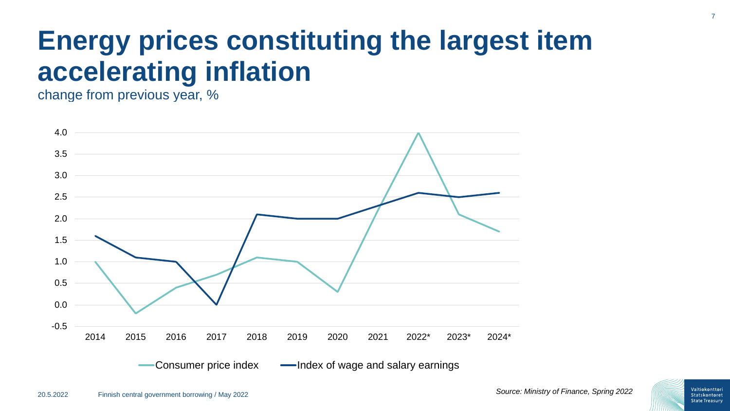# Energy prices constituting the largest item accelerating inflation

change from previous year, %

| Year | Consumer price index | Index of wage and salary earnings |
|---|---|---|
| 2014 | 1.0 | 1.6 |
| 2015 | -0.2 | 1.1 |
| 2016 | 0.4 | 1.0 |
| 2017 | 0.7 | 0.0 |
| 2018 | 1.1 | 2.1 |
| 2019 | 1.0 | 2.0 |
| 2020 | 0.3 | 2.0 |
| 2021 | 2.2 | 2.3 |
| 2022* | 4.0 | 2.6 |
| 2023* | 2.1 | 2.5 |
| 2024* | 1.7 | 2.6 |

*Source: Ministry of Finance, Spring 2022*

20.5.2022 Finnish central government borrowing / May 2022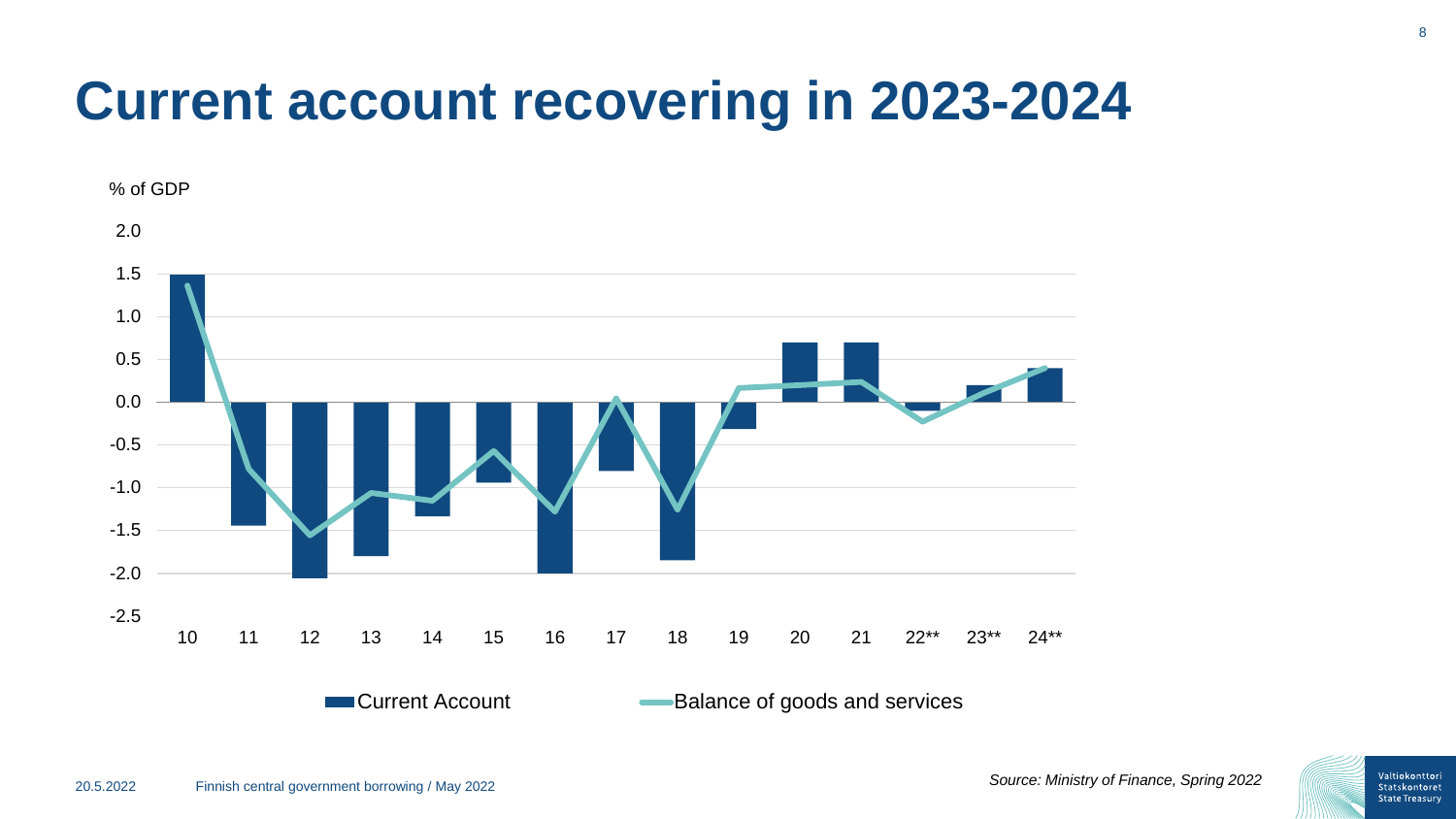# Current account recovering in 2023-2024

% of GDP

2.0
1.5
1.0
0.5
0.0
-0.5
-1.0
-1.5
-2.0
-2.5

10 11 12 13 14 15 16 17 18 19 20 21 22** 23** 24**

Current Account | Balance of goods and services

*Source: Ministry of Finance, Spring 2022*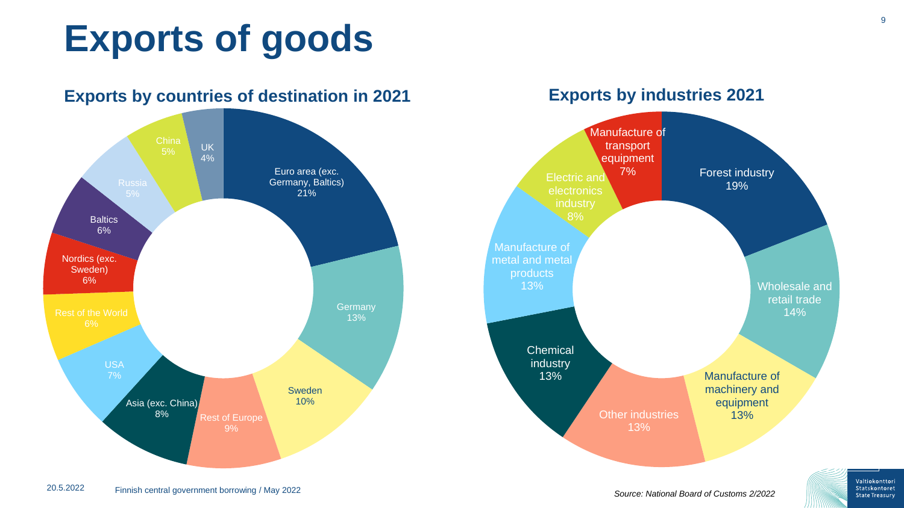# Exports of goods

## Exports by countries of destination in 2021

| Country/Region | Share |
|---|---|
| Euro area (exc. Germany, Baltics) | 21% |
| Germany | 13% |
| Sweden | 10% |
| Rest of Europe | 9% |
| Asia (exc. China) | 8% |
| USA | 7% |
| Rest of the World | 6% |
| Nordics (exc. Sweden) | 6% |
| Baltics | 6% |
| Russia | 5% |
| China | 5% |
| UK | 4% |

## Exports by industries 2021

| Industry | Share |
|---|---|
| Forest industry | 19% |
| Wholesale and retail trade | 14% |
| Manufacture of machinery and equipment | 13% |
| Other industries | 13% |
| Chemical industry | 13% |
| Manufacture of metal and metal products | 13% |
| Electric and electronics industry | 8% |
| Manufacture of transport equipment | 7% |

*Source: National Board of Customs 2/2022*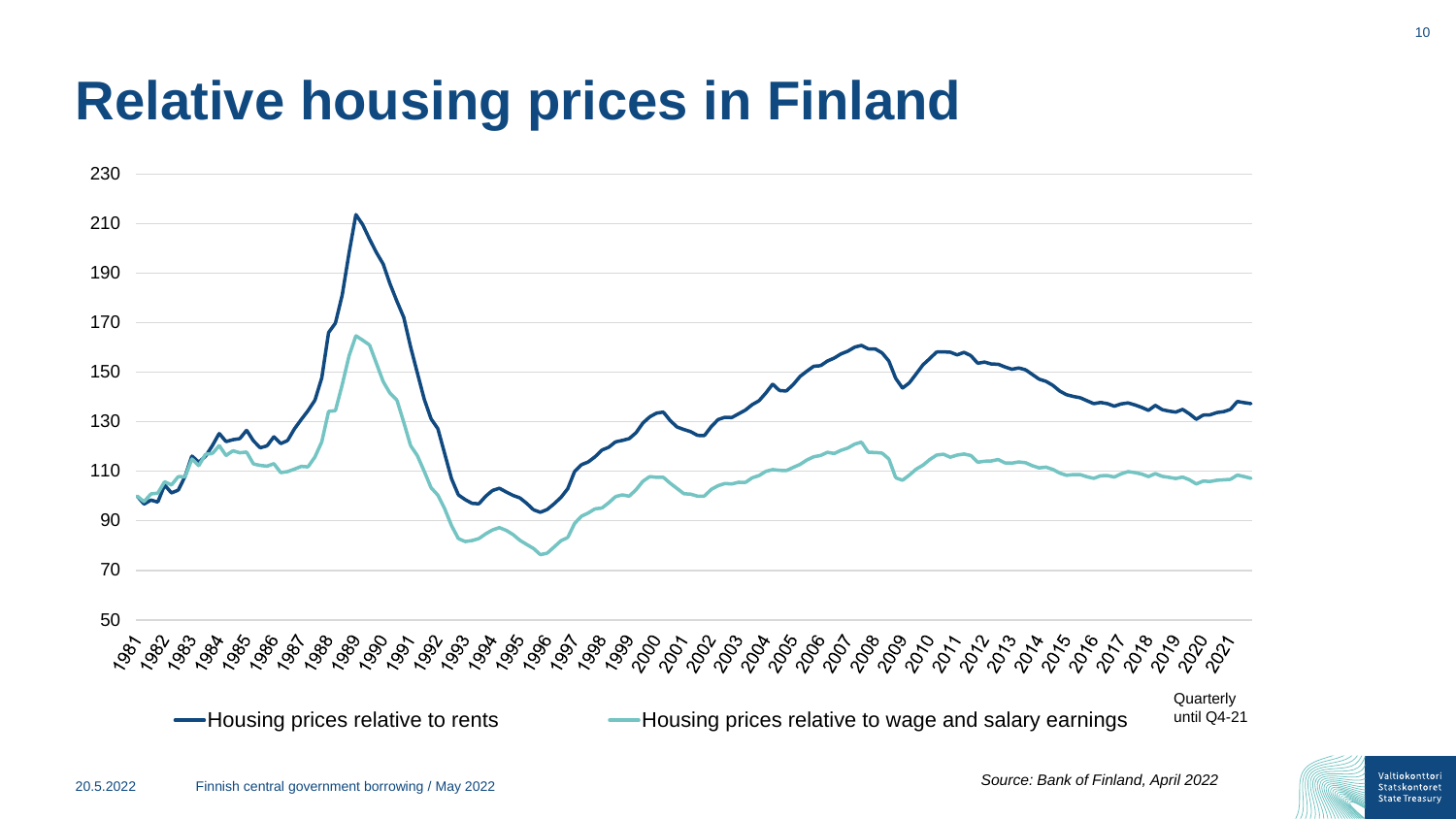# Relative housing prices in Finland

Housing prices relative to rents

Housing prices relative to wage and salary earnings

Quarterly until Q4-21

*Source: Bank of Finland, April 2022*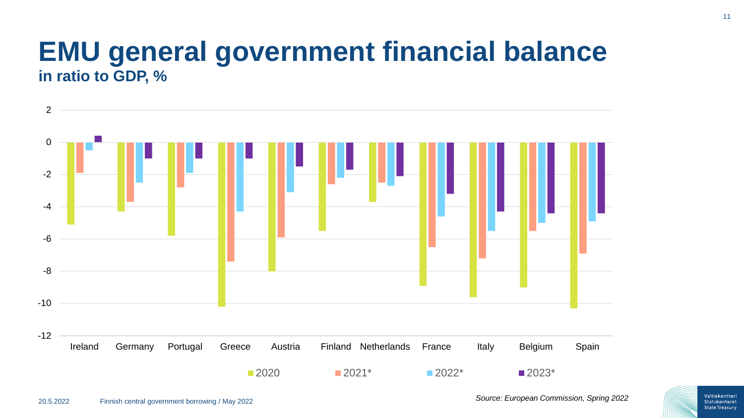# EMU general government financial balance

## in ratio to GDP, %

2020 | 2021* | 2022* | 2023*

Ireland, Germany, Portugal, Greece, Austria, Finland, Netherlands, France, Italy, Belgium, Spain

*Source: European Commission, Spring 2022*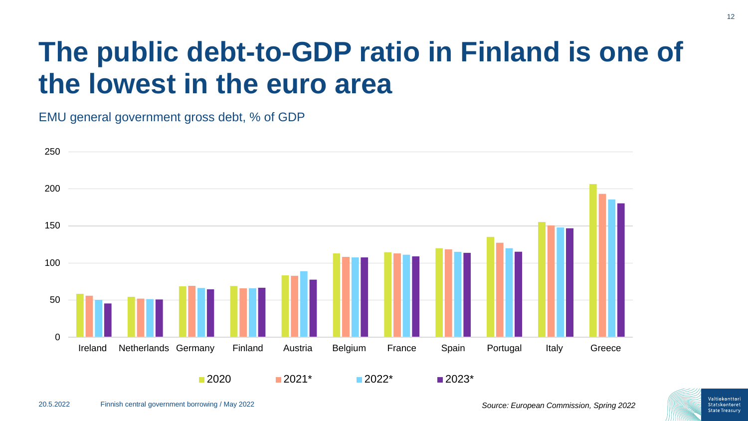# The public debt-to-GDP ratio in Finland is one of the lowest in the euro area

EMU general government gross debt, % of GDP

250
200
150
100
50
0

Ireland Netherlands Germany Finland Austria Belgium France Spain Portugal Italy Greece

2020 2021* 2022* 2023*

*Source: European Commission, Spring 2022*

20.5.2022 Finnish central government borrowing / May 2022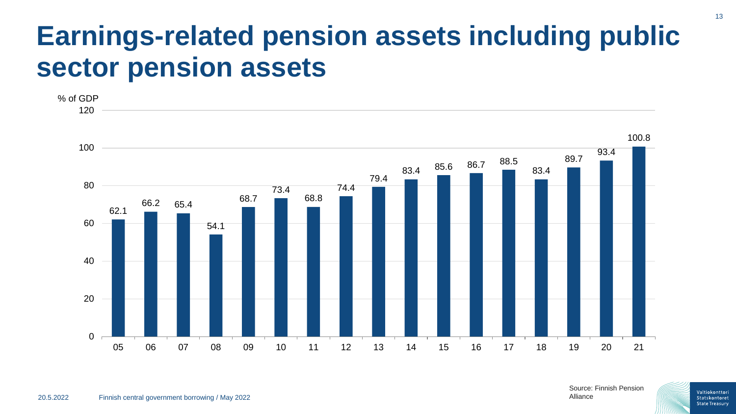# Earnings-related pension assets including public sector pension assets

% of GDP

| Year | % of GDP |
|---|---|
| 05 | 62.1 |
| 06 | 66.2 |
| 07 | 65.4 |
| 08 | 54.1 |
| 09 | 68.7 |
| 10 | 73.4 |
| 11 | 68.8 |
| 12 | 74.4 |
| 13 | 79.4 |
| 14 | 83.4 |
| 15 | 85.6 |
| 16 | 86.7 |
| 17 | 88.5 |
| 18 | 83.4 |
| 19 | 89.7 |
| 20 | 93.4 |
| 21 | 100.8 |

Source: Finnish Pension Alliance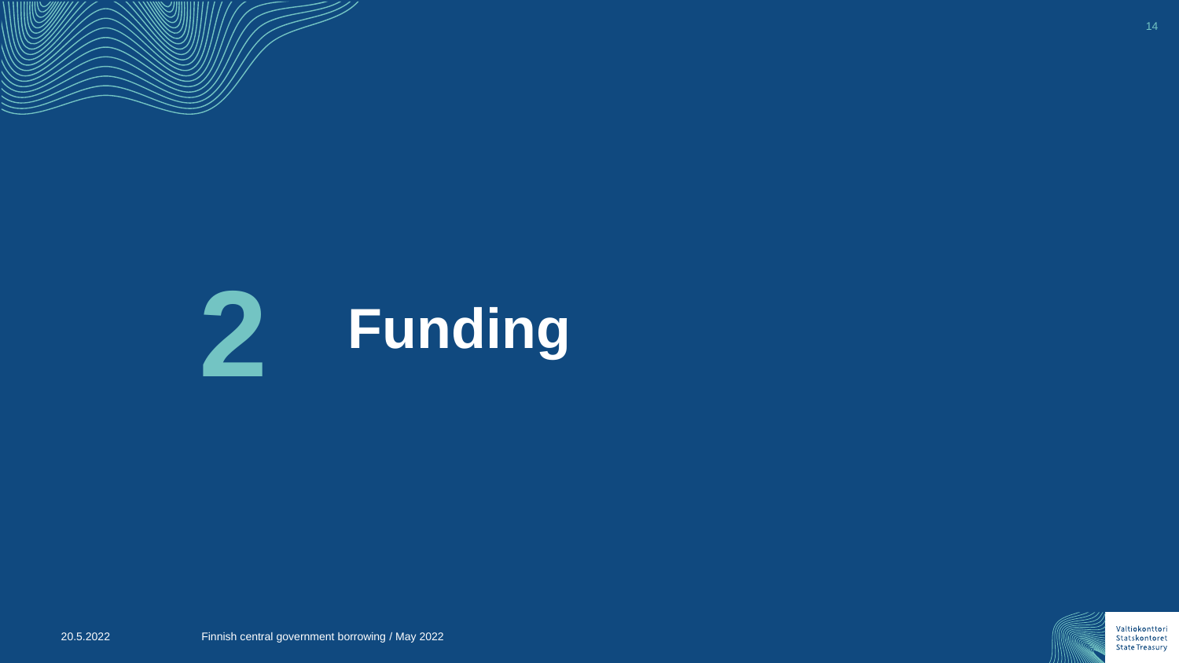# 2 Funding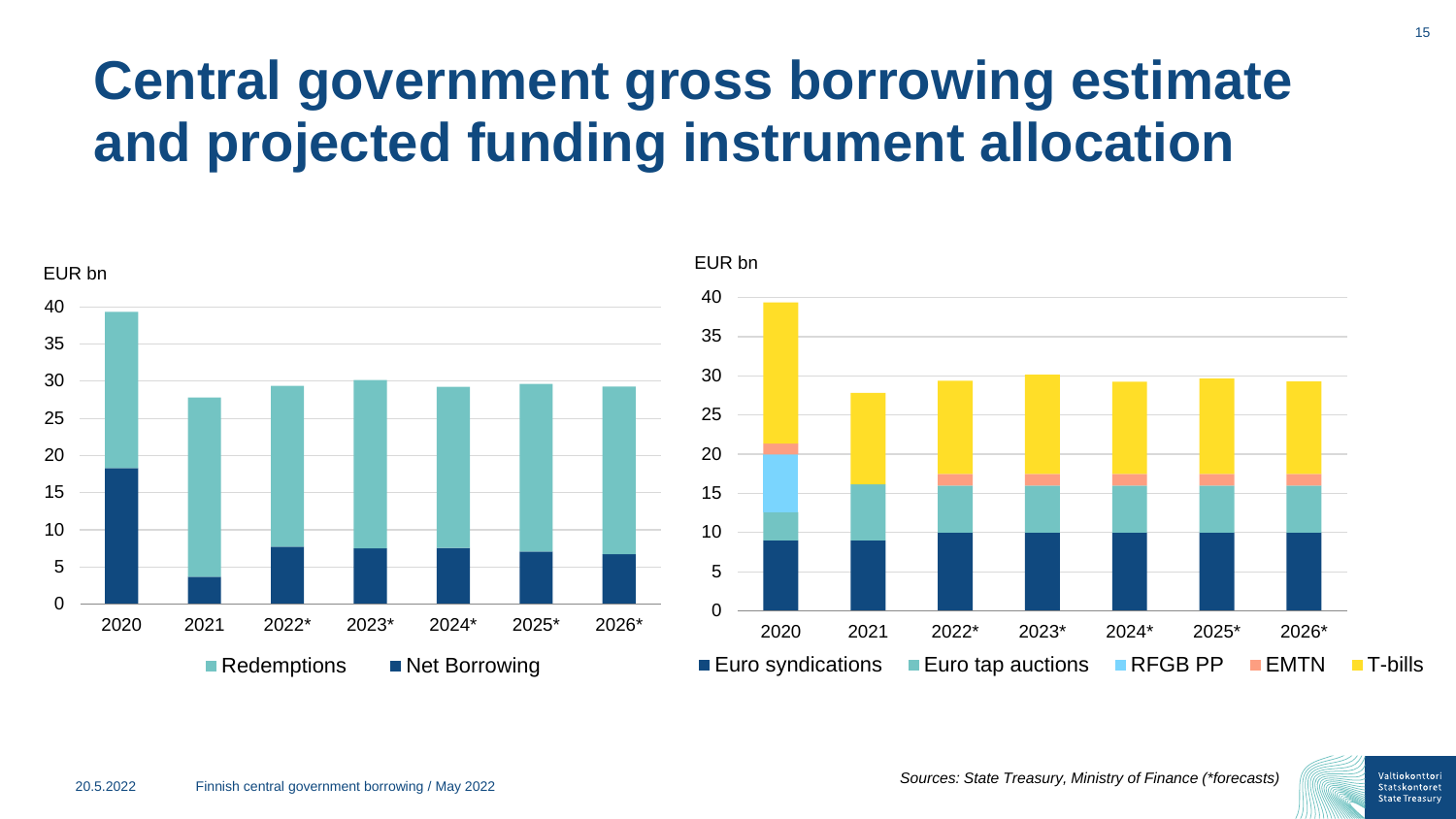# Central government gross borrowing estimate and projected funding instrument allocation

EUR bn

40
35
30
25
20
15
10
5
0

2020 2021 2022* 2023* 2024* 2025* 2026*

Redemptions Net Borrowing

EUR bn

40
35
30
25
20
15
10
5
0

2020 2021 2022* 2023* 2024* 2025* 2026*

Euro syndications Euro tap auctions RFGB PP EMTN T-bills

*Sources: State Treasury, Ministry of Finance (*forecasts)*

20.5.2022 Finnish central government borrowing / May 2022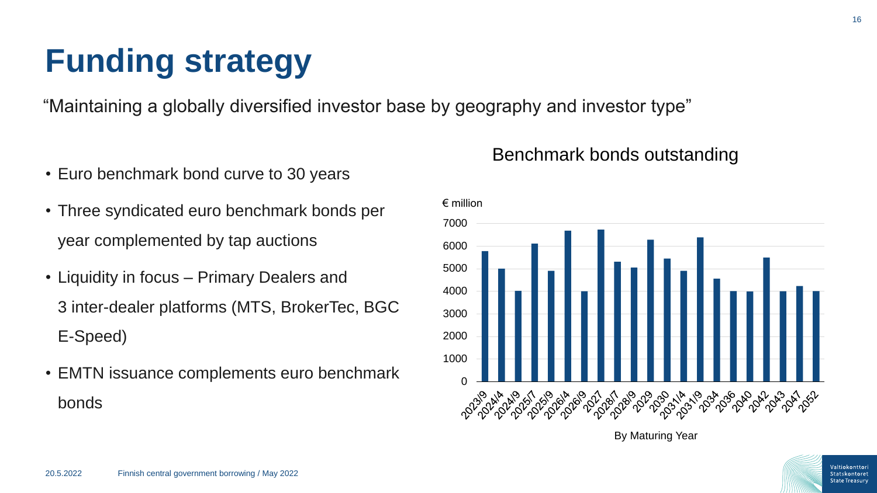# Funding strategy

“Maintaining a globally diversified investor base by geography and investor type”

- Euro benchmark bond curve to 30 years
- Three syndicated euro benchmark bonds per year complemented by tap auctions
- Liquidity in focus – Primary Dealers and 3 inter-dealer platforms (MTS, BrokerTec, BGC E-Speed)
- EMTN issuance complements euro benchmark bonds

Benchmark bonds outstanding

€ million

By Maturing Year

| Maturing Year | € million (approx.) |
|---|---|
| 2023/9 | 5750 |
| 2024/4 | 5000 |
| 2024/9 | 4000 |
| 2025/7 | 6100 |
| 2025/9 | 4900 |
| 2026/4 | 6650 |
| 2026/9 | 4000 |
| 2027 | 6700 |
| 2028/7 | 5300 |
| 2028/9 | 5050 |
| 2029 | 6250 |
| 2030 | 5450 |
| 2031/4 | 4900 |
| 2031/9 | 6350 |
| 2034 | 4550 |
| 2036 | 4000 |
| 2040 | 4000 |
| 2042 | 5500 |
| 2043 | 4000 |
| 2047 | 4200 |
| 2052 | 4000 |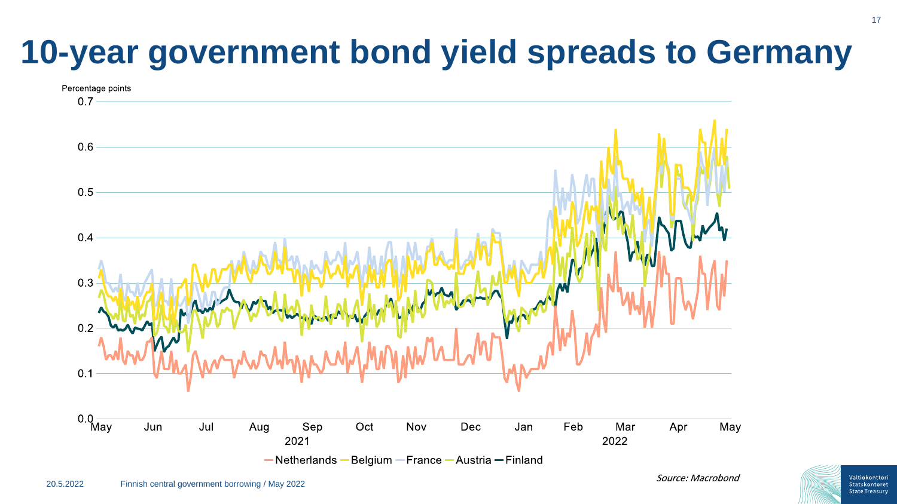# 10-year government bond yield spreads to Germany

Percentage points

Source: Macrobond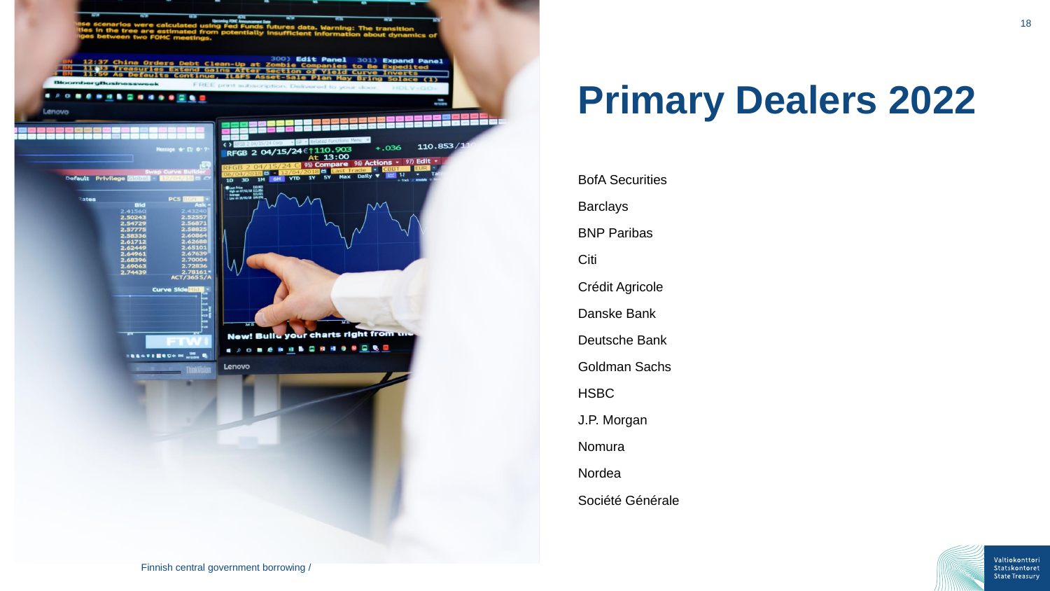# Primary Dealers 2022

- BofA Securities
- Barclays
- BNP Paribas
- Citi
- Crédit Agricole
- Danske Bank
- Deutsche Bank
- Goldman Sachs
- HSBC
- J.P. Morgan
- Nomura
- Nordea
- Société Générale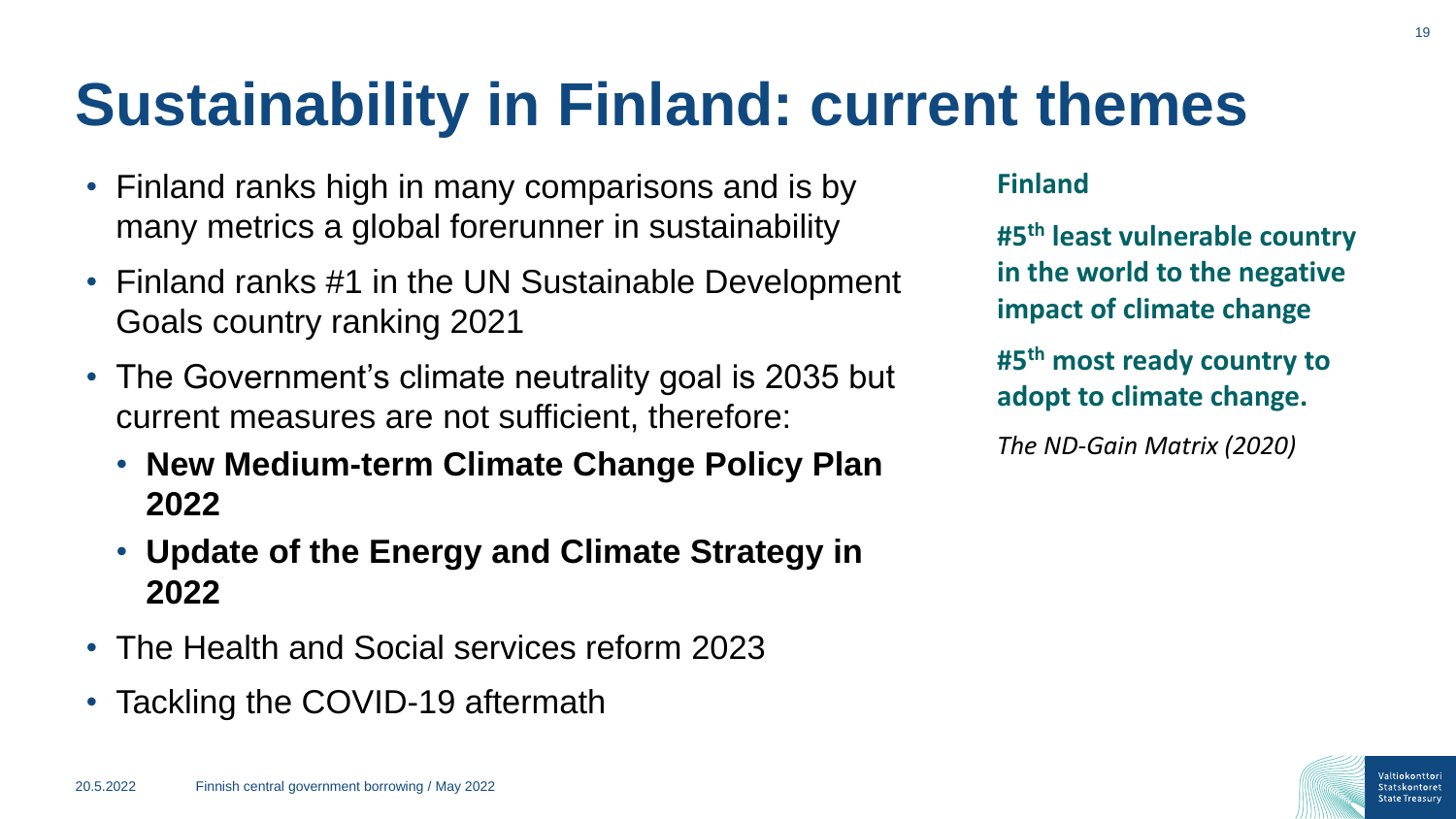# Sustainability in Finland: current themes

- Finland ranks high in many comparisons and is by many metrics a global forerunner in sustainability
- Finland ranks #1 in the UN Sustainable Development Goals country ranking 2021
- The Government's climate neutrality goal is 2035 but current measures are not sufficient, therefore:
  - **New Medium-term Climate Change Policy Plan 2022**
  - **Update of the Energy and Climate Strategy in 2022**
- The Health and Social services reform 2023
- Tackling the COVID-19 aftermath

**Finland**

**#5th least vulnerable country in the world to the negative impact of climate change**

**#5th most ready country to adopt to climate change.**

*The ND-Gain Matrix (2020)*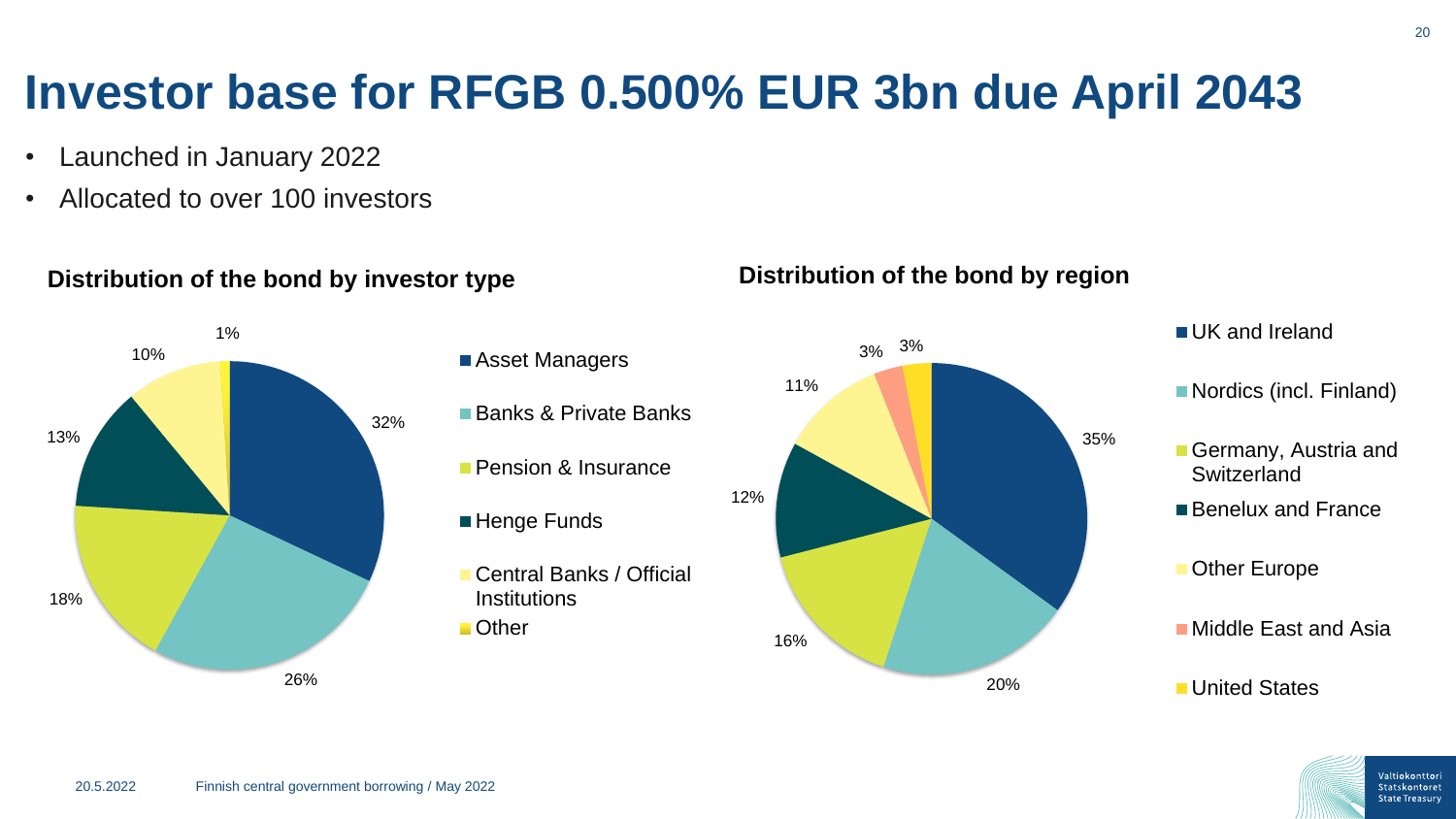# Investor base for RFGB 0.500% EUR 3bn due April 2043

- Launched in January 2022
- Allocated to over 100 investors

### Distribution of the bond by investor type

| Investor type | Share |
| --- | --- |
| Asset Managers | 32% |
| Banks & Private Banks | 26% |
| Pension & Insurance | 18% |
| Henge Funds | 13% |
| Central Banks / Official Institutions | 10% |
| Other | 1% |

### Distribution of the bond by region

| Region | Share |
| --- | --- |
| UK and Ireland | 35% |
| Nordics (incl. Finland) | 20% |
| Germany, Austria and Switzerland | 16% |
| Benelux and France | 12% |
| Other Europe | 11% |
| Middle East and Asia | 3% |
| United States | 3% |

20.5.2022 Finnish central government borrowing / May 2022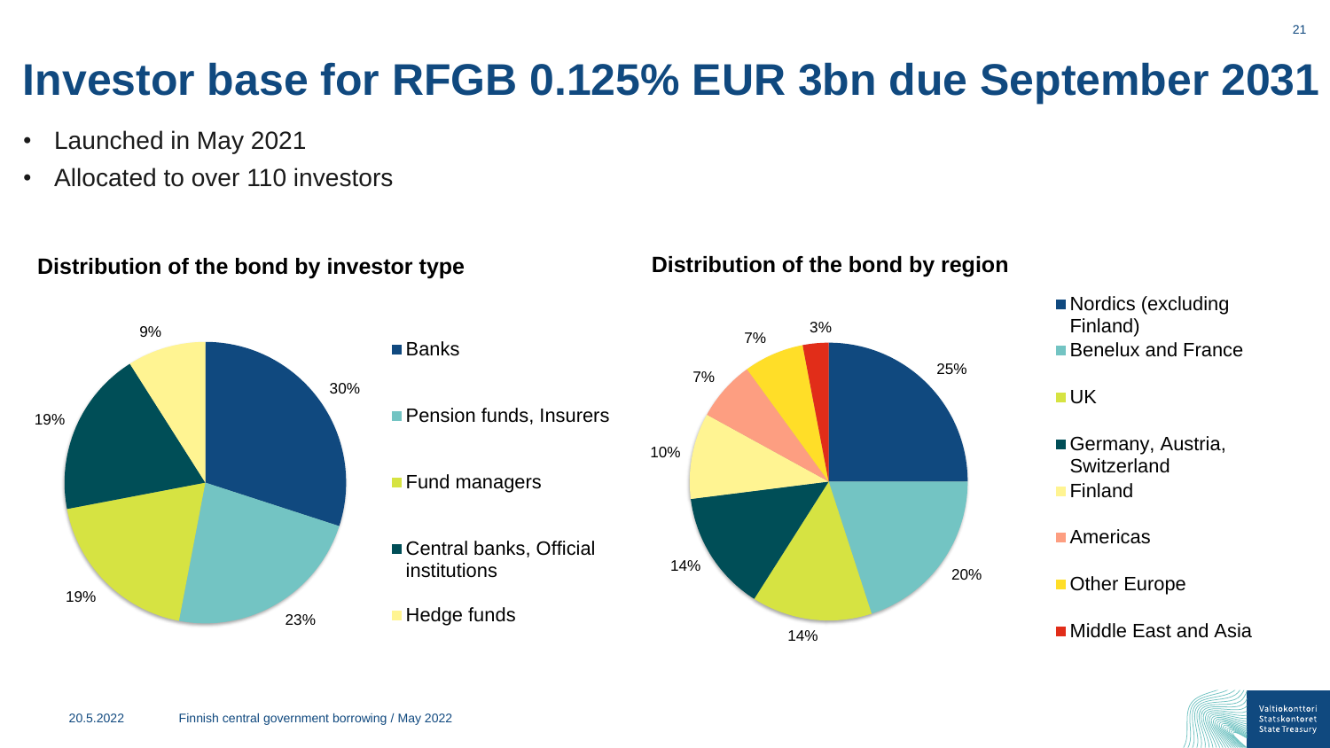# Investor base for RFGB 0.125% EUR 3bn due September 2031

- Launched in May 2021
- Allocated to over 110 investors

### Distribution of the bond by investor type

| Investor type | Share |
| --- | --- |
| Banks | 30% |
| Pension funds, Insurers | 23% |
| Fund managers | 19% |
| Central banks, Official institutions | 19% |
| Hedge funds | 9% |

### Distribution of the bond by region

| Region | Share |
| --- | --- |
| Nordics (excluding Finland) | 25% |
| Benelux and France | 20% |
| UK | 14% |
| Germany, Austria, Switzerland | 14% |
| Finland | 10% |
| Americas | 7% |
| Other Europe | 7% |
| Middle East and Asia | 3% |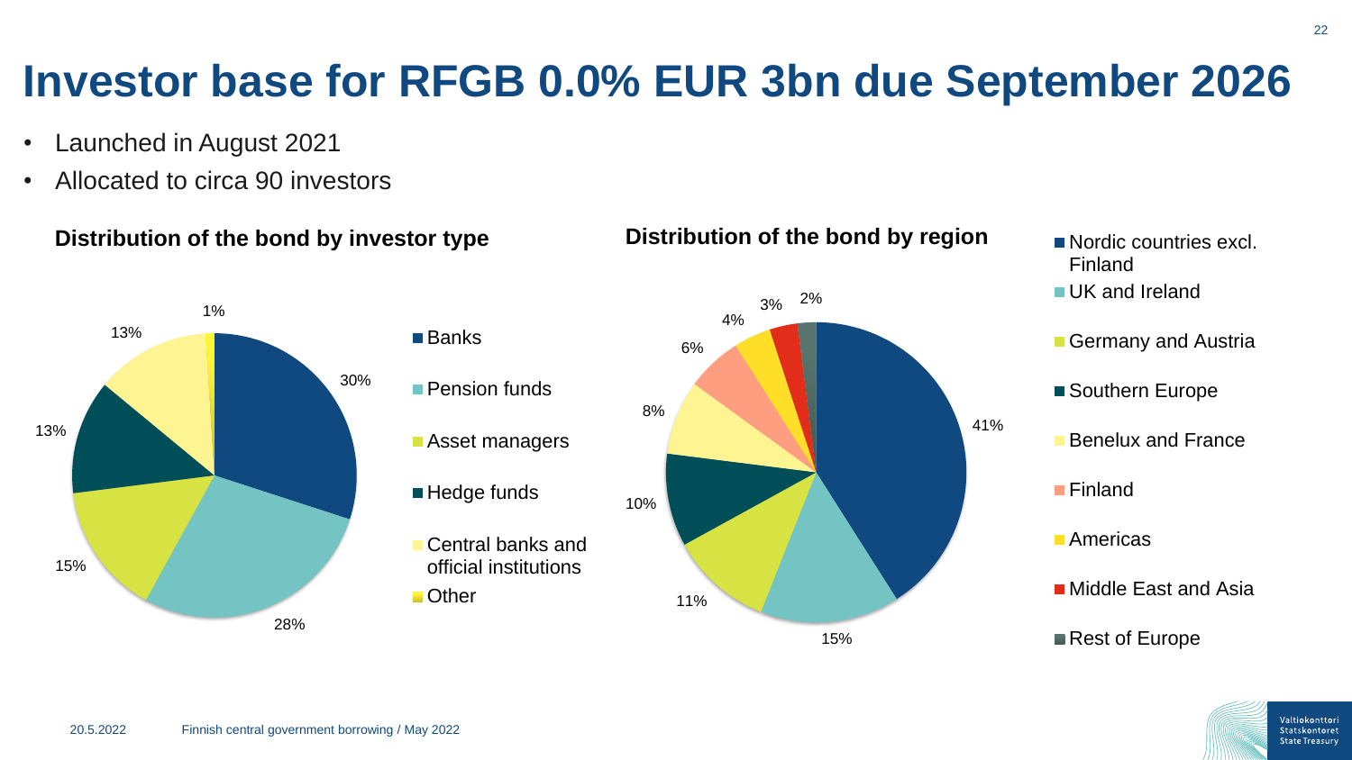# Investor base for RFGB 0.0% EUR 3bn due September 2026

- Launched in August 2021
- Allocated to circa 90 investors

**Distribution of the bond by investor type**

| Investor type | Share |
| --- | --- |
| Banks | 30% |
| Pension funds | 28% |
| Asset managers | 15% |
| Hedge funds | 13% |
| Central banks and official institutions | 13% |
| Other | 1% |

**Distribution of the bond by region**

| Region | Share |
| --- | --- |
| Nordic countries excl. Finland | 41% |
| UK and Ireland | 15% |
| Germany and Austria | 11% |
| Southern Europe | 10% |
| Benelux and France | 8% |
| Finland | 6% |
| Americas | 4% |
| Middle East and Asia | 3% |
| Rest of Europe | 2% |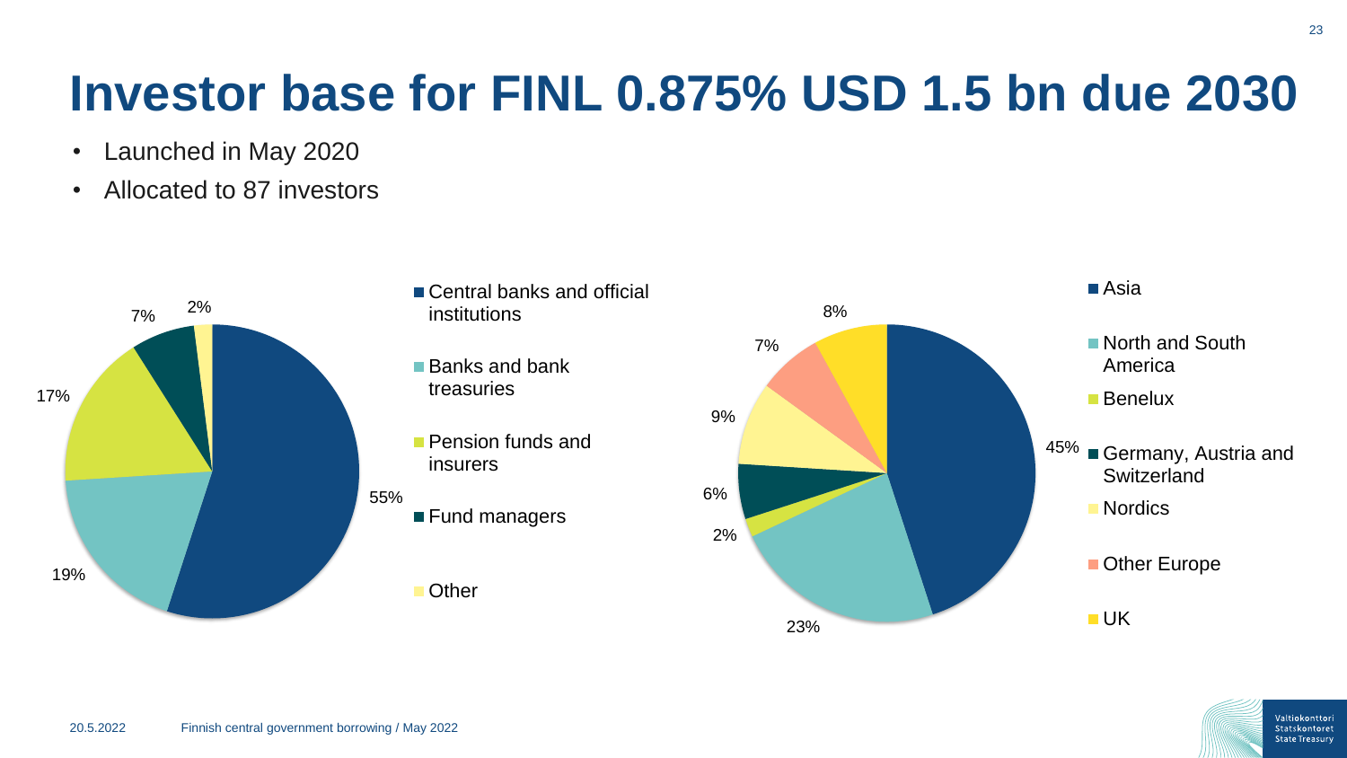# Investor base for FINL 0.875% USD 1.5 bn due 2030

- Launched in May 2020
- Allocated to 87 investors

| Investor type | Share |
|---|---|
| Central banks and official institutions | 55% |
| Banks and bank treasuries | 19% |
| Pension funds and insurers | 17% |
| Fund managers | 7% |
| Other | 2% |

| Region | Share |
|---|---|
| Asia | 45% |
| North and South America | 23% |
| Benelux | 2% |
| Germany, Austria and Switzerland | 6% |
| Nordics | 9% |
| Other Europe | 7% |
| UK | 8% |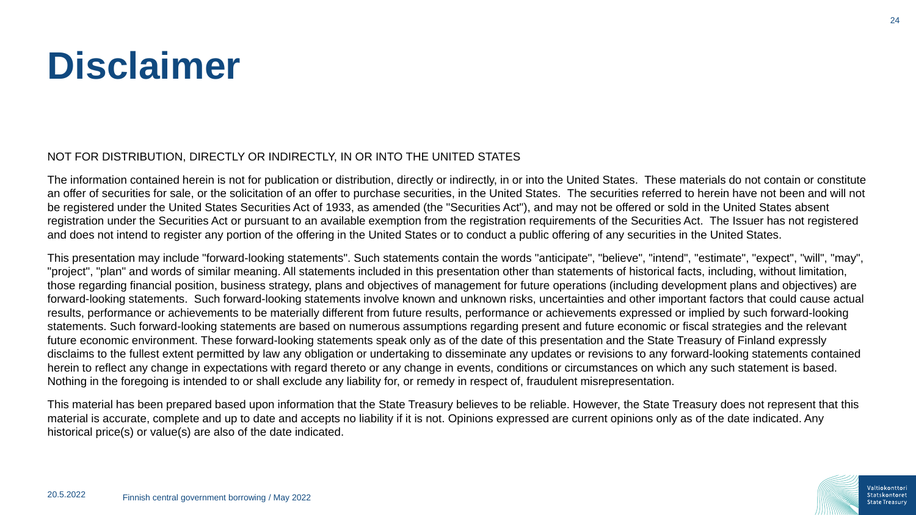# Disclaimer

NOT FOR DISTRIBUTION, DIRECTLY OR INDIRECTLY, IN OR INTO THE UNITED STATES

The information contained herein is not for publication or distribution, directly or indirectly, in or into the United States. These materials do not contain or constitute an offer of securities for sale, or the solicitation of an offer to purchase securities, in the United States. The securities referred to herein have not been and will not be registered under the United States Securities Act of 1933, as amended (the "Securities Act"), and may not be offered or sold in the United States absent registration under the Securities Act or pursuant to an available exemption from the registration requirements of the Securities Act. The Issuer has not registered and does not intend to register any portion of the offering in the United States or to conduct a public offering of any securities in the United States.

This presentation may include "forward-looking statements". Such statements contain the words "anticipate", "believe", "intend", "estimate", "expect", "will", "may", "project", "plan" and words of similar meaning. All statements included in this presentation other than statements of historical facts, including, without limitation, those regarding financial position, business strategy, plans and objectives of management for future operations (including development plans and objectives) are forward-looking statements. Such forward-looking statements involve known and unknown risks, uncertainties and other important factors that could cause actual results, performance or achievements to be materially different from future results, performance or achievements expressed or implied by such forward-looking statements. Such forward-looking statements are based on numerous assumptions regarding present and future economic or fiscal strategies and the relevant future economic environment. These forward-looking statements speak only as of the date of this presentation and the State Treasury of Finland expressly disclaims to the fullest extent permitted by law any obligation or undertaking to disseminate any updates or revisions to any forward-looking statements contained herein to reflect any change in expectations with regard thereto or any change in events, conditions or circumstances on which any such statement is based. Nothing in the foregoing is intended to or shall exclude any liability for, or remedy in respect of, fraudulent misrepresentation.

This material has been prepared based upon information that the State Treasury believes to be reliable. However, the State Treasury does not represent that this material is accurate, complete and up to date and accepts no liability if it is not. Opinions expressed are current opinions only as of the date indicated. Any historical price(s) or value(s) are also of the date indicated.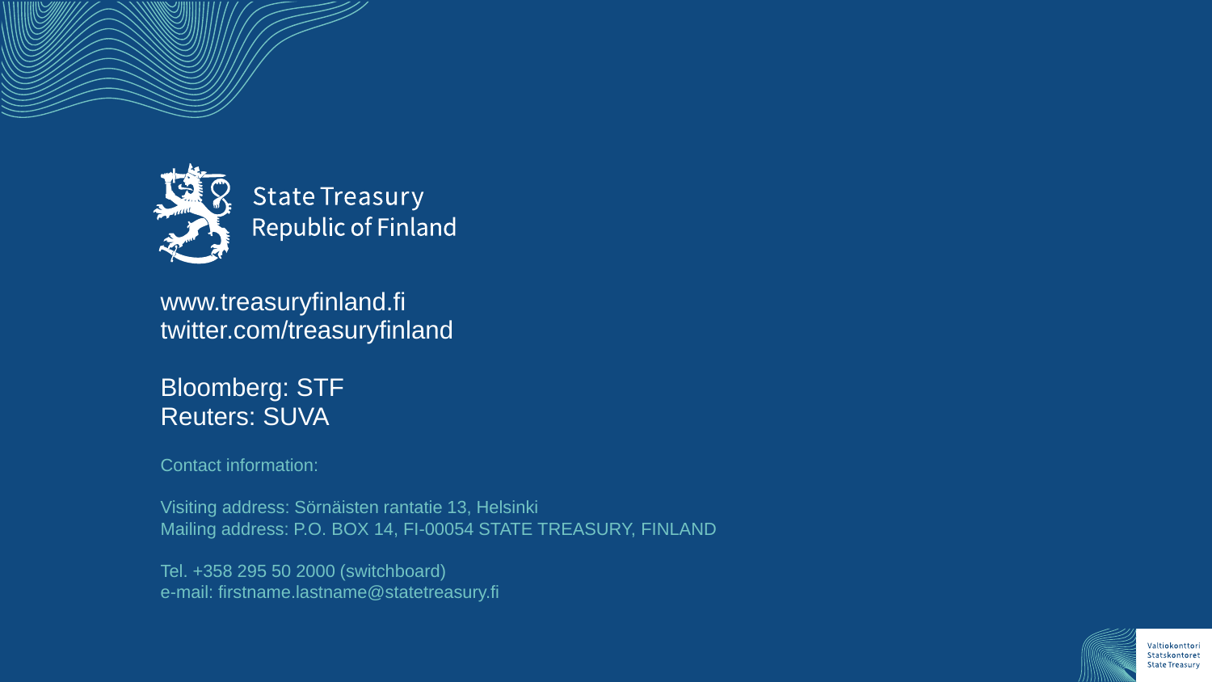State Treasury
Republic of Finland

www.treasuryfinland.fi
twitter.com/treasuryfinland

Bloomberg: STF
Reuters: SUVA

Contact information:

Visiting address: Sörnäisten rantatie 13, Helsinki
Mailing address: P.O. BOX 14, FI-00054 STATE TREASURY, FINLAND

Tel. +358 295 50 2000 (switchboard)
e-mail: firstname.lastname@statetreasury.fi

Valtiokonttori
Statskontoret
State Treasury